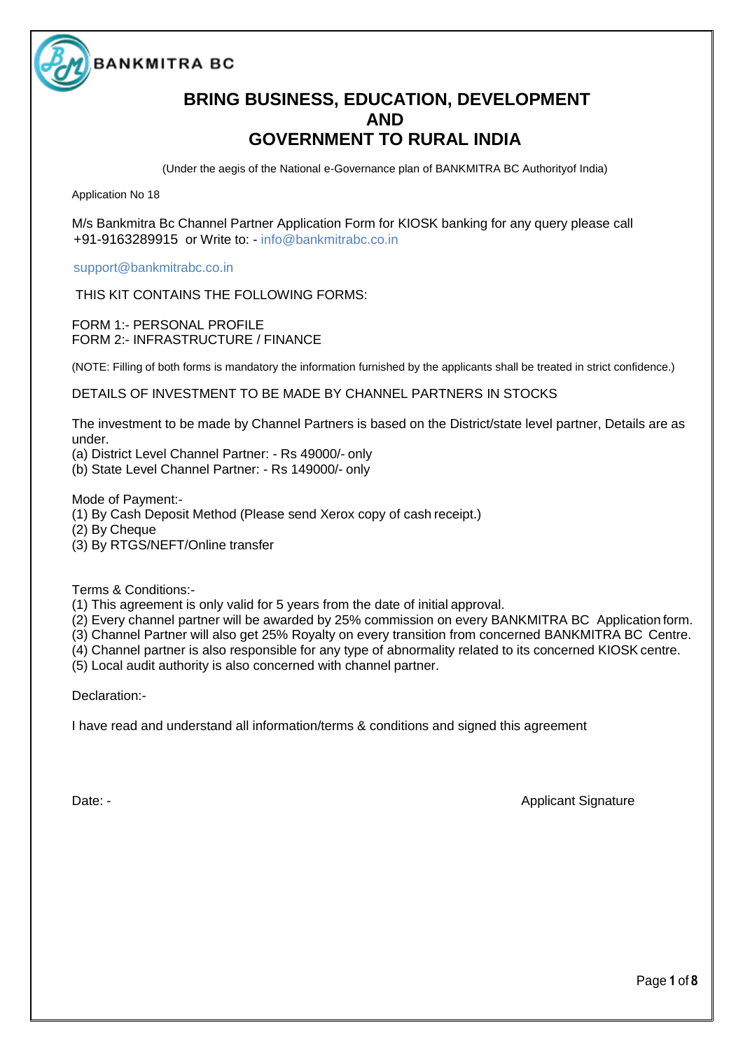BANKMITRA BC

# BRING BUSINESS, EDUCATION, DEVELOPMENT AND GOVERNMENT TO RURAL INDIA

(Under the aegis of the National e-Governance plan of BANKMITRA BC Authorityof India)

Application No 18

M/s Bankmitra Bc Channel Partner Application Form for KIOSK banking for any query please call +91-9163289915 or Write to: - info@bankmitrabc.co.in

support@bankmitrabc.co.in

THIS KIT CONTAINS THE FOLLOWING FORMS:

FORM 1:- PERSONAL PROFILE
FORM 2:- INFRASTRUCTURE / FINANCE

(NOTE: Filling of both forms is mandatory the information furnished by the applicants shall be treated in strict confidence.)

DETAILS OF INVESTMENT TO BE MADE BY CHANNEL PARTNERS IN STOCKS

The investment to be made by Channel Partners is based on the District/state level partner, Details are as under.
(a) District Level Channel Partner: - Rs 49000/- only
(b) State Level Channel Partner: - Rs 149000/- only

Mode of Payment:-
(1) By Cash Deposit Method (Please send Xerox copy of cash receipt.)
(2) By Cheque
(3) By RTGS/NEFT/Online transfer

Terms & Conditions:-
(1) This agreement is only valid for 5 years from the date of initial approval.
(2) Every channel partner will be awarded by 25% commission on every BANKMITRA BC Application form.
(3) Channel Partner will also get 25% Royalty on every transition from concerned BANKMITRA BC Centre.
(4) Channel partner is also responsible for any type of abnormality related to its concerned KIOSK centre.
(5) Local audit authority is also concerned with channel partner.

Declaration:-

I have read and understand all information/terms & conditions and signed this agreement

Date: -

Applicant Signature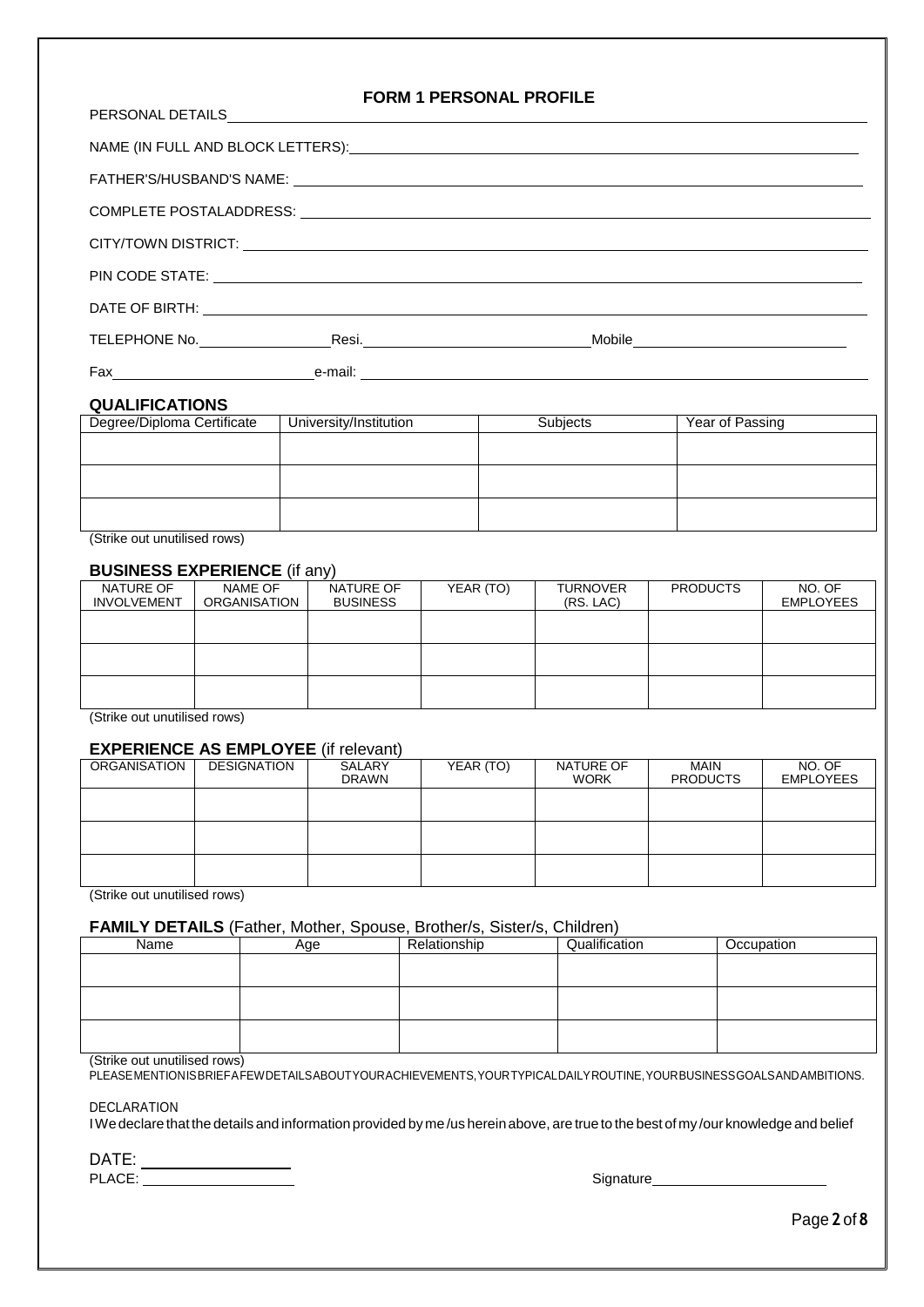# FORM 1 PERSONAL PROFILE

PERSONAL DETAILS

NAME (IN FULL AND BLOCK LETTERS):

FATHER'S/HUSBAND'S NAME:

COMPLETE POSTALADDRESS:

CITY/TOWN DISTRICT:

PIN CODE STATE:

DATE OF BIRTH:

TELEPHONE No. Resi. Mobile

Fax e-mail:

## QUALIFICATIONS

| Degree/Diploma Certificate | University/Institution | Subjects | Year of Passing |
|---|---|---|---|
| | | | |
| | | | |
| | | | |

(Strike out unutilised rows)

## BUSINESS EXPERIENCE (if any)

| NATURE OF INVOLVEMENT | NAME OF ORGANISATION | NATURE OF BUSINESS | YEAR (TO) | TURNOVER (RS. LAC) | PRODUCTS | NO. OF EMPLOYEES |
|---|---|---|---|---|---|---|
| | | | | | | |
| | | | | | | |
| | | | | | | |

(Strike out unutilised rows)

## EXPERIENCE AS EMPLOYEE (if relevant)

| ORGANISATION | DESIGNATION | SALARY DRAWN | YEAR (TO) | NATURE OF WORK | MAIN PRODUCTS | NO. OF EMPLOYEES |
|---|---|---|---|---|---|---|
| | | | | | | |
| | | | | | | |
| | | | | | | |

(Strike out unutilised rows)

## FAMILY DETAILS (Father, Mother, Spouse, Brother/s, Sister/s, Children)

| Name | Age | Relationship | Qualification | Occupation |
|---|---|---|---|---|
| | | | | |
| | | | | |
| | | | | |

(Strike out unutilised rows)

PLEASE MENTION IS BRIEF A FEW DETAILS ABOUT YOUR ACHIEVEMENTS, YOUR TYPICAL DAILY ROUTINE, YOUR BUSINESS GOALS AND AMBITIONS.

DECLARATION

I We declare that the details and information provided by me /us herein above, are true to the best of my /our knowledge and belief

DATE:

PLACE: Signature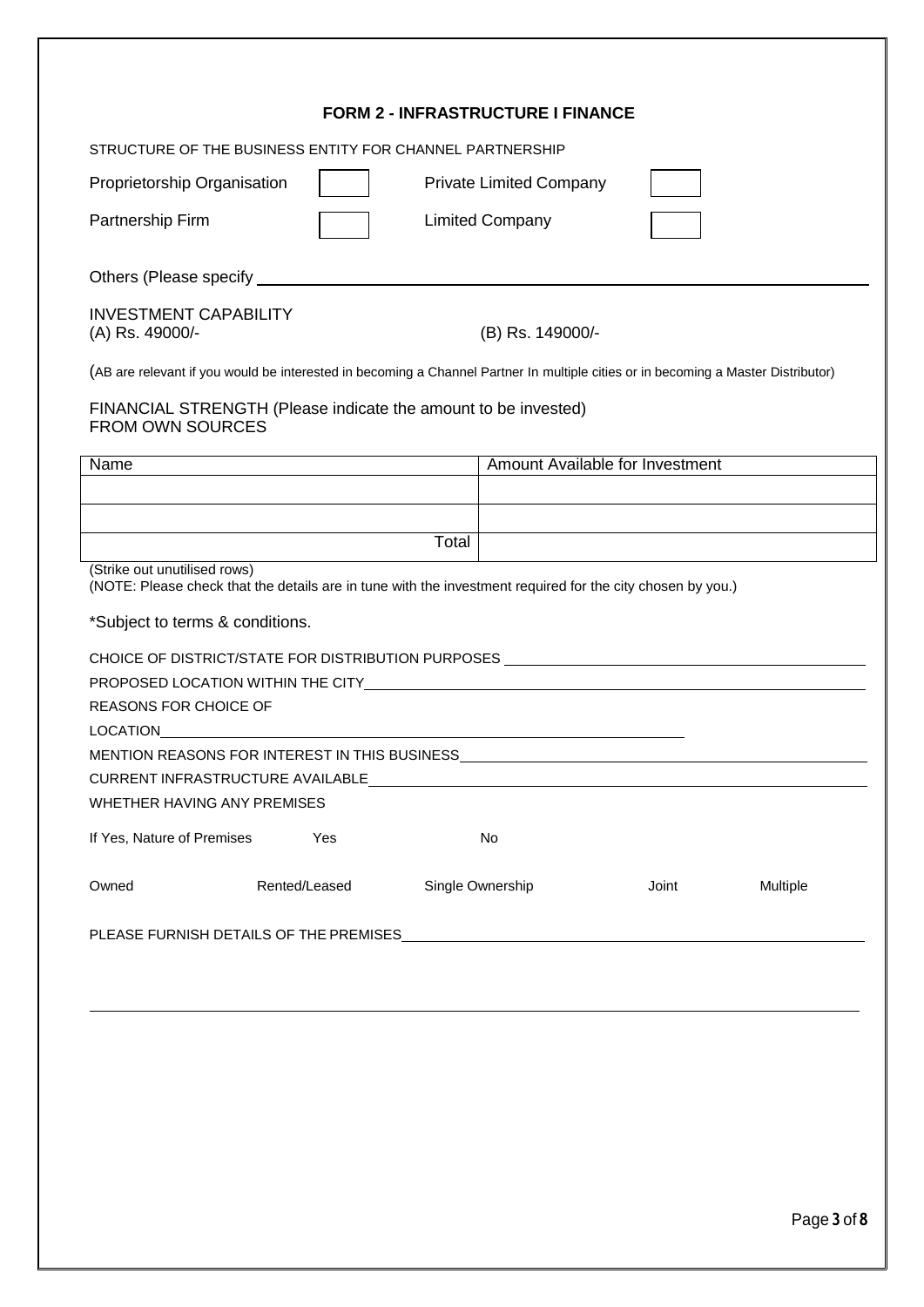## FORM 2 - INFRASTRUCTURE I FINANCE

STRUCTURE OF THE BUSINESS ENTITY FOR CHANNEL PARTNERSHIP

Proprietorship Organisation [ ] Private Limited Company [ ]

Partnership Firm [ ] Limited Company [ ]

Others (Please specify ____________________________________________

INVESTMENT CAPABILITY
(A) Rs. 49000/- (B) Rs. 149000/-

(AB are relevant if you would be interested in becoming a Channel Partner In multiple cities or in becoming a Master Distributor)

FINANCIAL STRENGTH (Please indicate the amount to be invested)
FROM OWN SOURCES

| Name | Amount Available for Investment |
| --- | --- |
| | |
| | |
| Total | |

(Strike out unutilised rows)
(NOTE: Please check that the details are in tune with the investment required for the city chosen by you.)

*Subject to terms & conditions.

CHOICE OF DISTRICT/STATE FOR DISTRIBUTION PURPOSES ____________________

PROPOSED LOCATION WITHIN THE CITY____________________

REASONS FOR CHOICE OF LOCATION____________________

MENTION REASONS FOR INTEREST IN THIS BUSINESS____________________

CURRENT INFRASTRUCTURE AVAILABLE____________________

WHETHER HAVING ANY PREMISES

If Yes, Nature of Premises Yes No

Owned Rented/Leased Single Ownership Joint Multiple

PLEASE FURNISH DETAILS OF THE PREMISES____________________

____________________________________________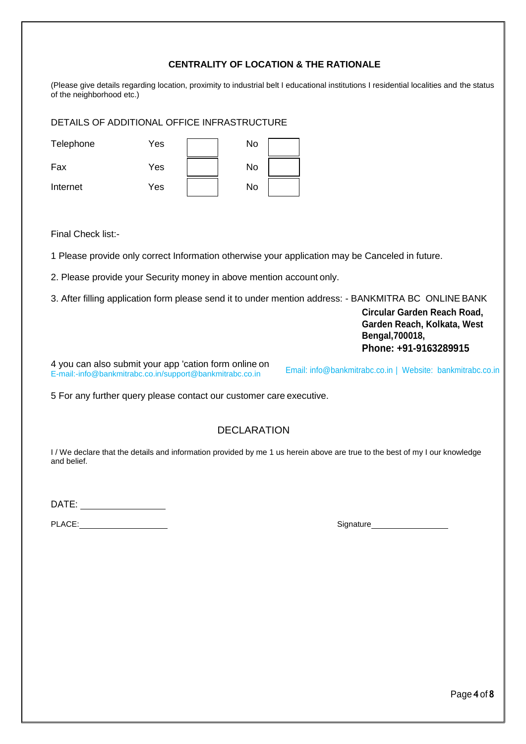## CENTRALITY OF LOCATION & THE RATIONALE

(Please give details regarding location, proximity to industrial belt I educational institutions I residential localities and the status of the neighborhood etc.)

DETAILS OF ADDITIONAL OFFICE INFRASTRUCTURE

| | | | | |
|---|---|---|---|---|
| Telephone | Yes | | No | |
| Fax | Yes | | No | |
| Internet | Yes | | No | |

Final Check list:-

1 Please provide only correct Information otherwise your application may be Canceled in future.

2. Please provide your Security money in above mention account only.

3. After filling application form please send it to under mention address: - BANKMITRA BC ONLINE BANK

**Circular Garden Reach Road, Garden Reach, Kolkata, West Bengal,700018,**
**Phone: +91-9163289915**

4 you can also submit your app 'cation form online on
E-mail:-info@bankmitrabc.co.in/support@bankmitrabc.co.in

Email: info@bankmitrabc.co.in | Website: bankmitrabc.co.in

5 For any further query please contact our customer care executive.

## DECLARATION

I / We declare that the details and information provided by me 1 us herein above are true to the best of my I our knowledge and belief.

DATE: ________________

PLACE: ________________

Signature ________________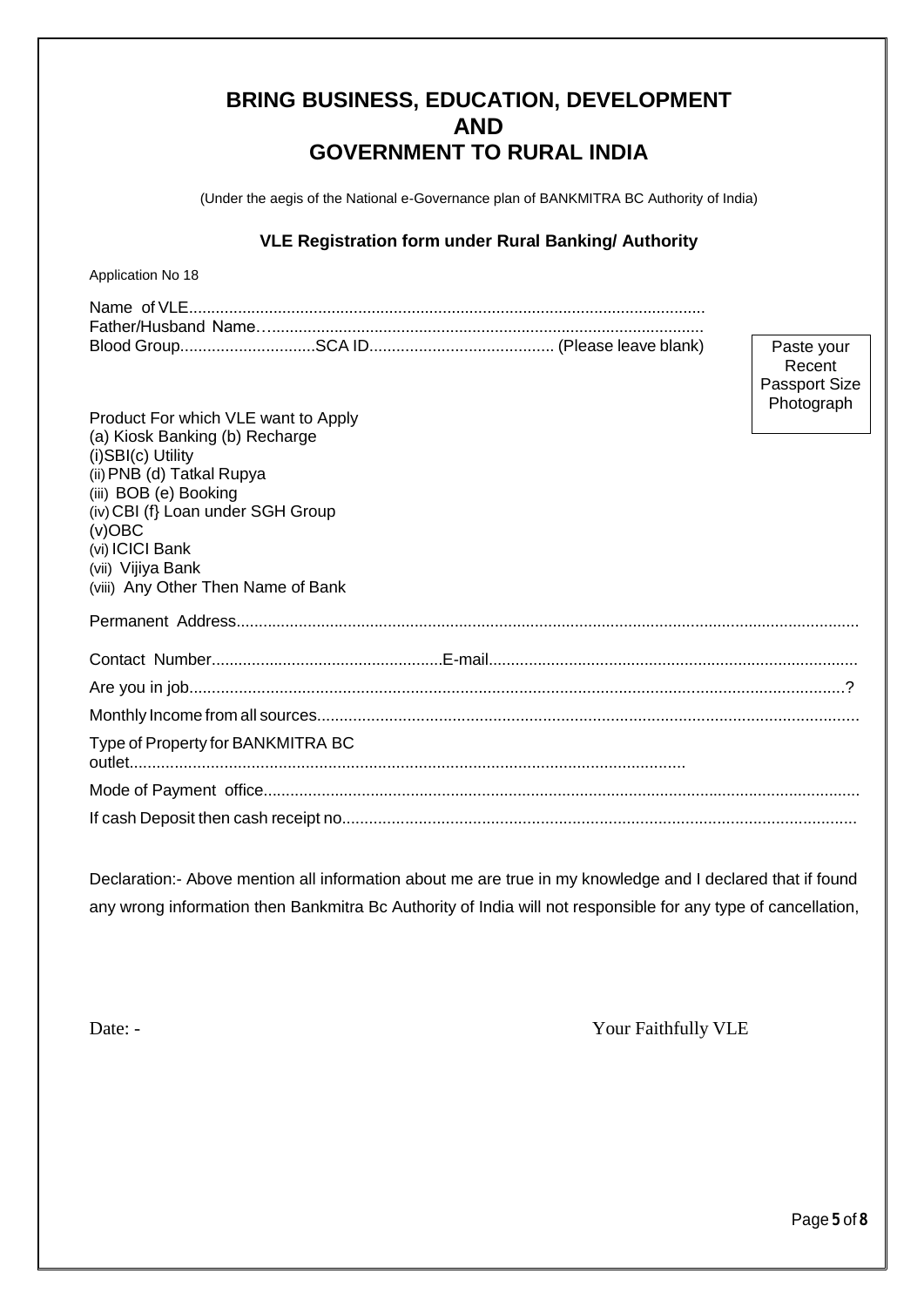# BRING BUSINESS, EDUCATION, DEVELOPMENT AND GOVERNMENT TO RURAL INDIA

(Under the aegis of the National e-Governance plan of BANKMITRA BC Authority of India)

### VLE Registration form under Rural Banking/ Authority

Application No 18

Name of VLE..................................................................................................................

Father/Husband Name….................................................................................................

Blood Group..............................SCA ID......................................... (Please leave blank)

Paste your Recent Passport Size Photograph

Product For which VLE want to Apply
(a) Kiosk Banking (b) Recharge
(i)SBI(c) Utility
(ii) PNB (d) Tatkal Rupya
(iii) BOB (e) Booking
(iv) CBI (f} Loan under SGH Group
(v)OBC
(vi) ICICI Bank
(vii) Vijiya Bank
(viii) Any Other Then Name of Bank

Permanent Address..........................................................................................................................................

Contact Number...................................................E-mail.................................................................................

Are you in job................................................................................................................................................?

Monthly Income from all sources........................................................................................................................

Type of Property for BANKMITRA BC outlet...........................................................................................................

Mode of Payment office...................................................................................................................................

If cash Deposit then cash receipt no.................................................................................................................

Declaration:- Above mention all information about me are true in my knowledge and I declared that if found any wrong information then Bankmitra Bc Authority of India will not responsible for any type of cancellation,

Date: -

Your Faithfully VLE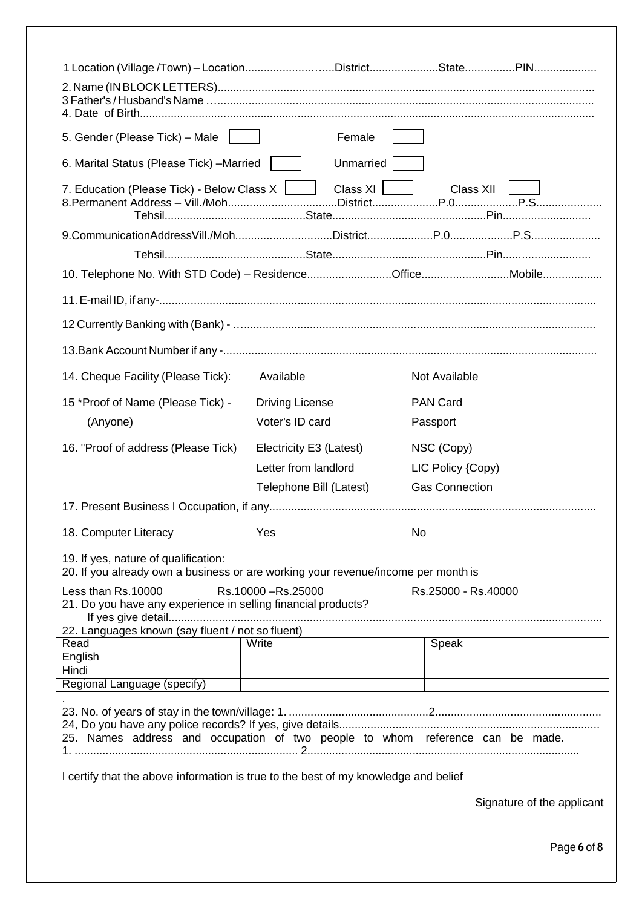1 Location (Village /Town) – Location.......................District......................State................PIN....................

2. Name (IN BLOCK LETTERS).......................................................................................................................

3 Father's / Husband's Name ….......................................................................................................................

4. Date of Birth................................................................................................................................................

5. Gender (Please Tick) – Male [ ] Female [ ]

6. Marital Status (Please Tick) –Married [ ] Unmarried [ ]

7. Education (Please Tick) - Below Class X [ ] Class XI [ ] Class XII [ ]

8.Permanent Address – Vill./Moh...................................District.....................P.0...................P.S....................
Tehsil.............................................State.................................................Pin............................

9.CommunicationAddressVill./Moh...............................District.....................P.0...................P.S......................
Tehsil.............................................State.................................................Pin............................

10. Telephone No. With STD Code) – Residence...........................Office............................Mobile...................

11. E-mail ID, if any-..........................................................................................................................................

12 Currently Banking with (Bank) - …...............................................................................................................

13.Bank Account Number if any -......................................................................................................................

14. Cheque Facility (Please Tick): Available Not Available

15 *Proof of Name (Please Tick) - (Anyone) Driving License PAN Card Voter's ID card Passport

16. "Proof of address (Please Tick) Electricity E3 (Latest) NSC (Copy) Letter from landlord LIC Policy {Copy) Telephone Bill (Latest) Gas Connection

17. Present Business I Occupation, if any.......................................................................................................

18. Computer Literacy Yes No

19. If yes, nature of qualification:

20. If you already own a business or are working your revenue/income per month is

Less than Rs.10000 Rs.10000 –Rs.25000 Rs.25000 - Rs.40000

21. Do you have any experience in selling financial products?
If yes give detail........................................................................................................................................

22. Languages known (say fluent / not so fluent)

| Read | Write | Speak |
|---|---|---|
| English | | |
| Hindi | | |
| Regional Language (specify) | | |

23. No. of years of stay in the town/village: 1. .............................................2....................................................

24, Do you have any police records? If yes, give details..................................................................................

25. Names address and occupation of two people to whom reference can be made.
1. ....................................................................... 2.......................................................................................

I certify that the above information is true to the best of my knowledge and belief

Signature of the applicant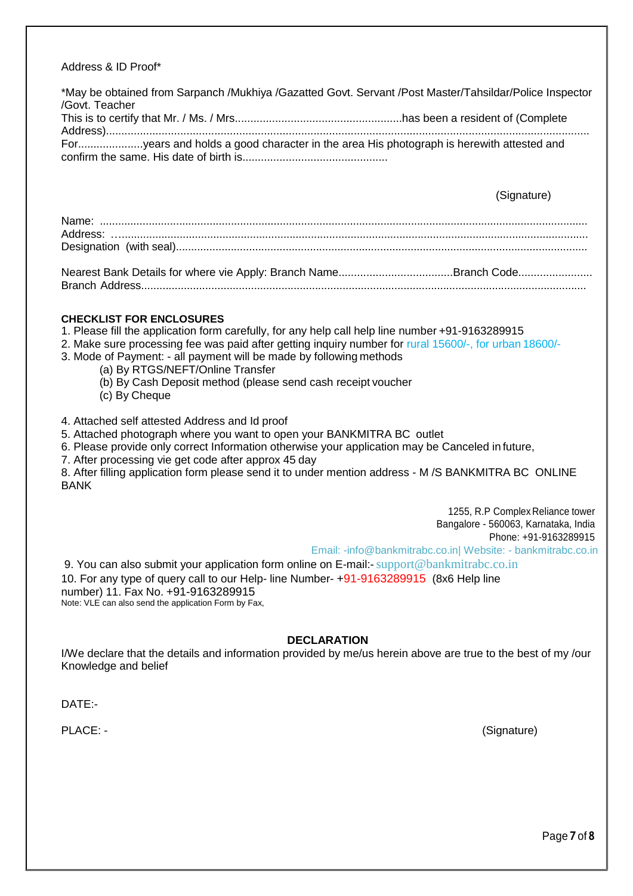Address & ID Proof*

*May be obtained from Sarpanch /Mukhiya /Gazatted Govt. Servant /Post Master/Tahsildar/Police Inspector /Govt. Teacher

This is to certify that Mr. / Ms. / Mrs......................................................has been a resident of (Complete Address)..........................................................................................................................................................

For.....................years and holds a good character in the area His photograph is herewith attested and confirm the same. His date of birth is...............................................

(Signature)

Name: ..............................................................................................................................................

Address: …......................................................................................................................................

Designation (with seal)......................................................................................................................

Nearest Bank Details for where vie Apply: Branch Name.....................................Branch Code........................

Branch Address.................................................................................................................................

**CHECKLIST FOR ENCLOSURES**

1. Please fill the application form carefully, for any help call help line number +91-9163289915
2. Make sure processing fee was paid after getting inquiry number for rural 15600/-, for urban 18600/-
3. Mode of Payment: - all payment will be made by following methods
   - (a) By RTGS/NEFT/Online Transfer
   - (b) By Cash Deposit method (please send cash receipt voucher
   - (c) By Cheque
4. Attached self attested Address and Id proof
5. Attached photograph where you want to open your BANKMITRA BC outlet
6. Please provide only correct Information otherwise your application may be Canceled in future,
7. After processing vie get code after approx 45 day
8. After filling application form please send it to under mention address - M /S BANKMITRA BC ONLINE BANK

1255, R.P Complex Reliance tower
Bangalore - 560063, Karnataka, India
Phone: +91-9163289915
Email: -info@bankmitrabc.co.in| Website: - bankmitrabc.co.in

9. You can also submit your application form online on E-mail:- support@bankmitrabc.co.in
10. For any type of query call to our Help- line Number- +91-9163289915 (8x6 Help line number) 11. Fax No. +91-9163289915

Note: VLE can also send the application Form by Fax,

**DECLARATION**

I/We declare that the details and information provided by me/us herein above are true to the best of my /our Knowledge and belief

DATE:-

PLACE: -

(Signature)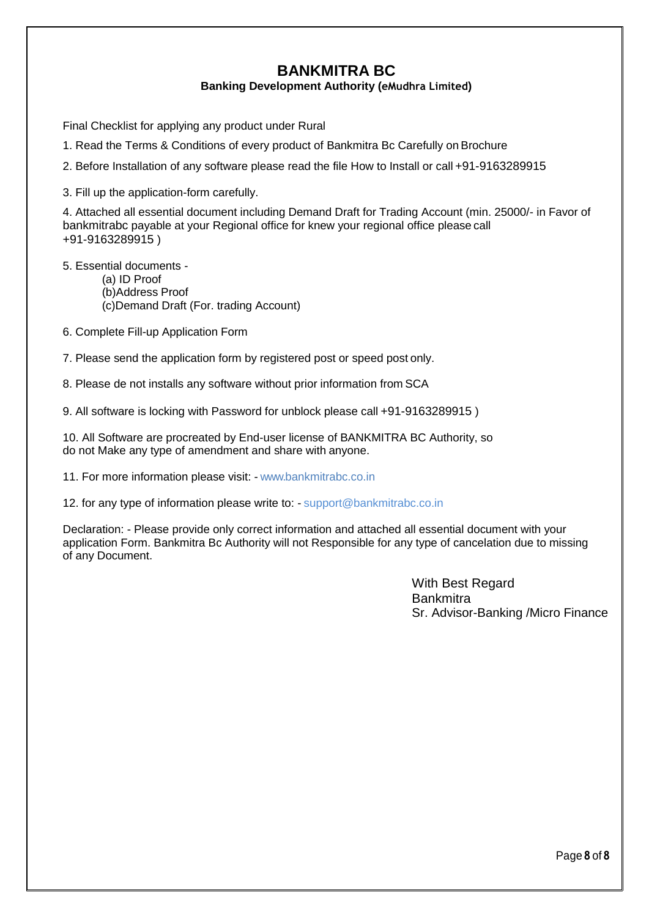# BANKMITRA BC

**Banking Development Authority (eMudhra Limited)**

Final Checklist for applying any product under Rural

1. Read the Terms & Conditions of every product of Bankmitra Bc Carefully on Brochure

2. Before Installation of any software please read the file How to Install or call +91-9163289915

3. Fill up the application-form carefully.

4. Attached all essential document including Demand Draft for Trading Account (min. 25000/- in Favor of bankmitrabc payable at your Regional office for knew your regional office please call +91-9163289915 )

5. Essential documents -
   (a) ID Proof
   (b)Address Proof
   (c)Demand Draft (For. trading Account)

6. Complete Fill-up Application Form

7. Please send the application form by registered post or speed post only.

8. Please de not installs any software without prior information from SCA

9. All software is locking with Password for unblock please call +91-9163289915 )

10. All Software are procreated by End-user license of BANKMITRA BC Authority, so do not Make any type of amendment and share with anyone.

11. For more information please visit: - www.bankmitrabc.co.in

12. for any type of information please write to: - support@bankmitrabc.co.in

Declaration: - Please provide only correct information and attached all essential document with your application Form. Bankmitra Bc Authority will not Responsible for any type of cancelation due to missing of any Document.

With Best Regard
Bankmitra
Sr. Advisor-Banking /Micro Finance